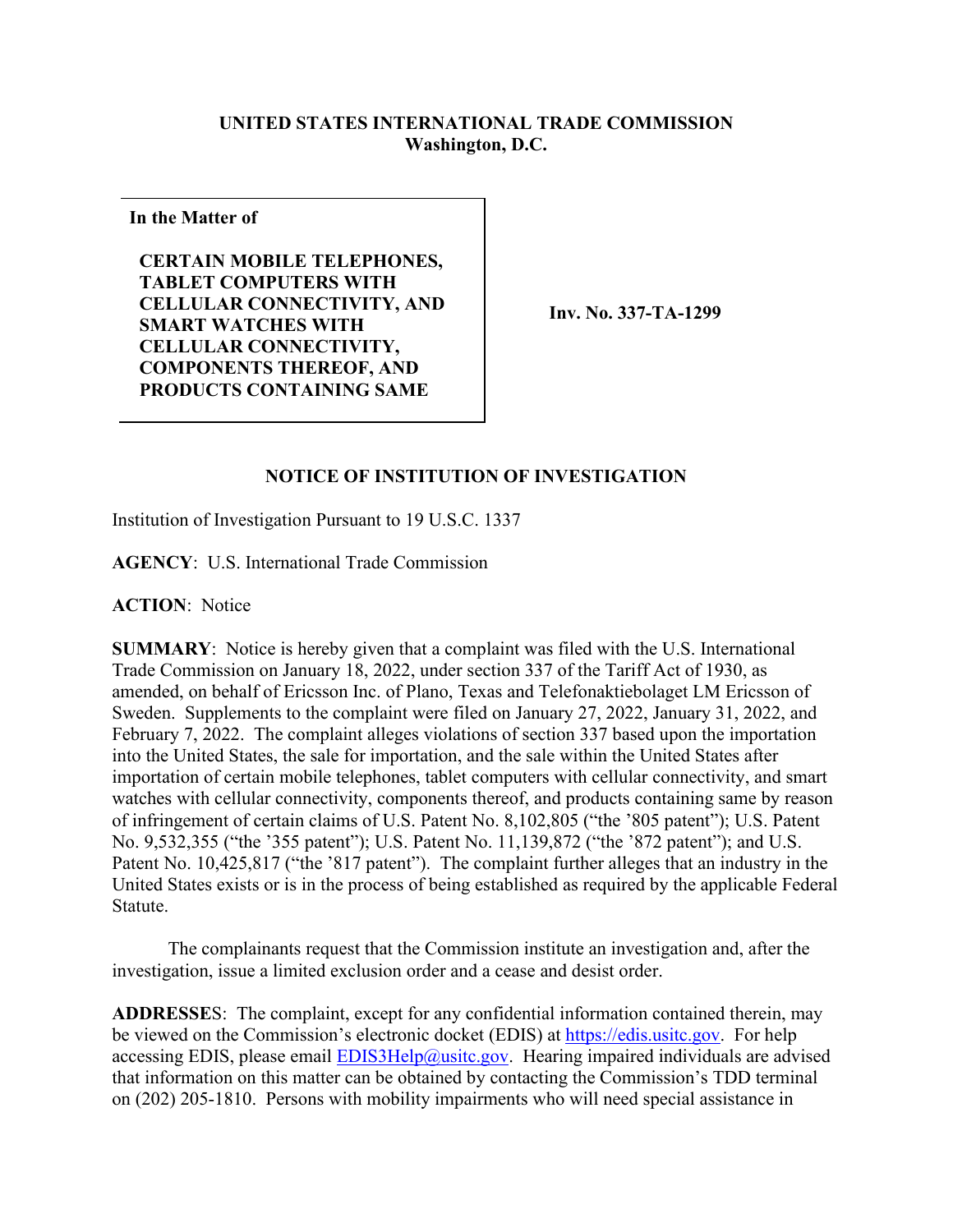**UNITED STATES INTERNATIONAL TRADE COMMISSION**
**Washington, D.C.**

| **In the Matter of** <br><br> **CERTAIN MOBILE TELEPHONES, TABLET COMPUTERS WITH CELLULAR CONNECTIVITY, AND SMART WATCHES WITH CELLULAR CONNECTIVITY, COMPONENTS THEREOF, AND PRODUCTS CONTAINING SAME** | **Inv. No. 337-TA-1299** |
|---|---|

## NOTICE OF INSTITUTION OF INVESTIGATION

Institution of Investigation Pursuant to 19 U.S.C. 1337

**AGENCY**: U.S. International Trade Commission

**ACTION**: Notice

**SUMMARY**: Notice is hereby given that a complaint was filed with the U.S. International Trade Commission on January 18, 2022, under section 337 of the Tariff Act of 1930, as amended, on behalf of Ericsson Inc. of Plano, Texas and Telefonaktiebolaget LM Ericsson of Sweden. Supplements to the complaint were filed on January 27, 2022, January 31, 2022, and February 7, 2022. The complaint alleges violations of section 337 based upon the importation into the United States, the sale for importation, and the sale within the United States after importation of certain mobile telephones, tablet computers with cellular connectivity, and smart watches with cellular connectivity, components thereof, and products containing same by reason of infringement of certain claims of U.S. Patent No. 8,102,805 ("the '805 patent"); U.S. Patent No. 9,532,355 ("the '355 patent"); U.S. Patent No. 11,139,872 ("the '872 patent"); and U.S. Patent No. 10,425,817 ("the '817 patent"). The complaint further alleges that an industry in the United States exists or is in the process of being established as required by the applicable Federal Statute.

The complainants request that the Commission institute an investigation and, after the investigation, issue a limited exclusion order and a cease and desist order.

**ADDRESSES**: The complaint, except for any confidential information contained therein, may be viewed on the Commission's electronic docket (EDIS) at https://edis.usitc.gov. For help accessing EDIS, please email EDIS3Help@usitc.gov. Hearing impaired individuals are advised that information on this matter can be obtained by contacting the Commission's TDD terminal on (202) 205-1810. Persons with mobility impairments who will need special assistance in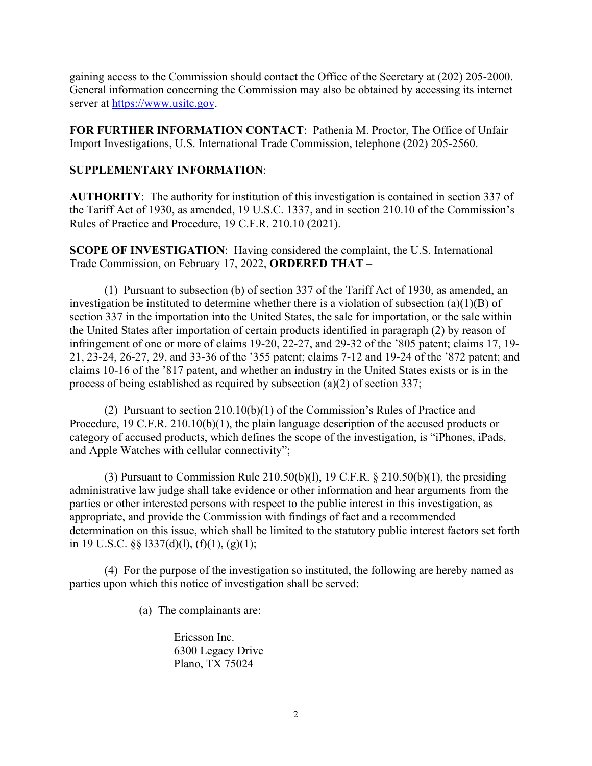gaining access to the Commission should contact the Office of the Secretary at (202) 205-2000. General information concerning the Commission may also be obtained by accessing its internet server at https://www.usitc.gov.

**FOR FURTHER INFORMATION CONTACT**: Pathenia M. Proctor, The Office of Unfair Import Investigations, U.S. International Trade Commission, telephone (202) 205-2560.

**SUPPLEMENTARY INFORMATION**:

**AUTHORITY**: The authority for institution of this investigation is contained in section 337 of the Tariff Act of 1930, as amended, 19 U.S.C. 1337, and in section 210.10 of the Commission's Rules of Practice and Procedure, 19 C.F.R. 210.10 (2021).

**SCOPE OF INVESTIGATION**: Having considered the complaint, the U.S. International Trade Commission, on February 17, 2022, **ORDERED THAT** –

(1) Pursuant to subsection (b) of section 337 of the Tariff Act of 1930, as amended, an investigation be instituted to determine whether there is a violation of subsection (a)(1)(B) of section 337 in the importation into the United States, the sale for importation, or the sale within the United States after importation of certain products identified in paragraph (2) by reason of infringement of one or more of claims 19-20, 22-27, and 29-32 of the '805 patent; claims 17, 19-21, 23-24, 26-27, 29, and 33-36 of the '355 patent; claims 7-12 and 19-24 of the '872 patent; and claims 10-16 of the '817 patent, and whether an industry in the United States exists or is in the process of being established as required by subsection (a)(2) of section 337;

(2) Pursuant to section 210.10(b)(1) of the Commission's Rules of Practice and Procedure, 19 C.F.R. 210.10(b)(1), the plain language description of the accused products or category of accused products, which defines the scope of the investigation, is "iPhones, iPads, and Apple Watches with cellular connectivity";

(3) Pursuant to Commission Rule 210.50(b)(l), 19 C.F.R. § 210.50(b)(1), the presiding administrative law judge shall take evidence or other information and hear arguments from the parties or other interested persons with respect to the public interest in this investigation, as appropriate, and provide the Commission with findings of fact and a recommended determination on this issue, which shall be limited to the statutory public interest factors set forth in 19 U.S.C. §§ l337(d)(l), (f)(1), (g)(1);

(4) For the purpose of the investigation so instituted, the following are hereby named as parties upon which this notice of investigation shall be served:

(a) The complainants are:

Ericsson Inc.
6300 Legacy Drive
Plano, TX 75024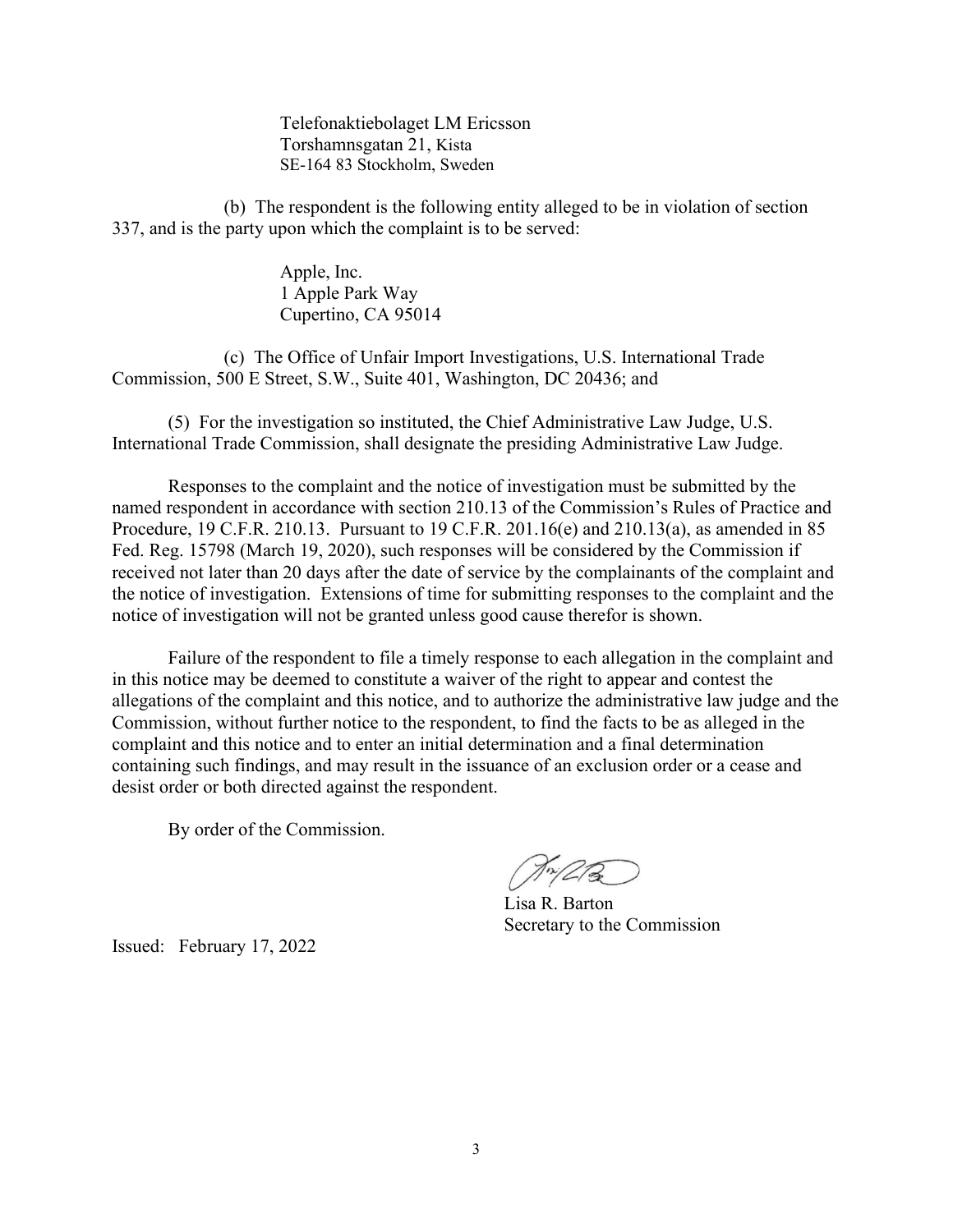Telefonaktiebolaget LM Ericsson
Torshamnsgatan 21, Kista
SE-164 83 Stockholm, Sweden

(b) The respondent is the following entity alleged to be in violation of section 337, and is the party upon which the complaint is to be served:

Apple, Inc.
1 Apple Park Way
Cupertino, CA 95014

(c) The Office of Unfair Import Investigations, U.S. International Trade Commission, 500 E Street, S.W., Suite 401, Washington, DC 20436; and

(5) For the investigation so instituted, the Chief Administrative Law Judge, U.S. International Trade Commission, shall designate the presiding Administrative Law Judge.

Responses to the complaint and the notice of investigation must be submitted by the named respondent in accordance with section 210.13 of the Commission's Rules of Practice and Procedure, 19 C.F.R. 210.13. Pursuant to 19 C.F.R. 201.16(e) and 210.13(a), as amended in 85 Fed. Reg. 15798 (March 19, 2020), such responses will be considered by the Commission if received not later than 20 days after the date of service by the complainants of the complaint and the notice of investigation. Extensions of time for submitting responses to the complaint and the notice of investigation will not be granted unless good cause therefor is shown.

Failure of the respondent to file a timely response to each allegation in the complaint and in this notice may be deemed to constitute a waiver of the right to appear and contest the allegations of the complaint and this notice, and to authorize the administrative law judge and the Commission, without further notice to the respondent, to find the facts to be as alleged in the complaint and this notice and to enter an initial determination and a final determination containing such findings, and may result in the issuance of an exclusion order or a cease and desist order or both directed against the respondent.

By order of the Commission.

Lisa R. Barton
Secretary to the Commission

Issued: February 17, 2022